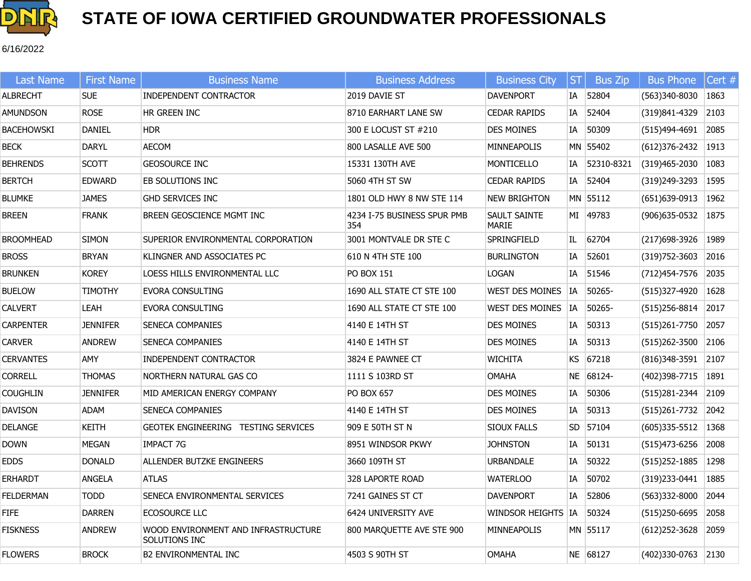# STATE OF IOWA CERTIFIED GROUNDWATER PROFESSIONALS

6/16/2022

| Last Name | First Name | Business Name | Business Address | Business City | ST | Bus Zip | Bus Phone | Cert # |
|---|---|---|---|---|---|---|---|---|
| ALBRECHT | SUE | INDEPENDENT CONTRACTOR | 2019 DAVIE ST | DAVENPORT | IA | 52804 | (563)340-8030 | 1863 |
| AMUNDSON | ROSE | HR GREEN INC | 8710 EARHART LANE SW | CEDAR RAPIDS | IA | 52404 | (319)841-4329 | 2103 |
| BACEHOWSKI | DANIEL | HDR | 300 E LOCUST ST #210 | DES MOINES | IA | 50309 | (515)494-4691 | 2085 |
| BECK | DARYL | AECOM | 800 LASALLE AVE 500 | MINNEAPOLIS | MN | 55402 | (612)376-2432 | 1913 |
| BEHRENDS | SCOTT | GEOSOURCE INC | 15331 130TH AVE | MONTICELLO | IA | 52310-8321 | (319)465-2030 | 1083 |
| BERTCH | EDWARD | EB SOLUTIONS INC | 5060 4TH ST SW | CEDAR RAPIDS | IA | 52404 | (319)249-3293 | 1595 |
| BLUMKE | JAMES | GHD SERVICES INC | 1801 OLD HWY 8 NW STE 114 | NEW BRIGHTON | MN | 55112 | (651)639-0913 | 1962 |
| BREEN | FRANK | BREEN GEOSCIENCE MGMT INC | 4234 I-75 BUSINESS SPUR PMB 354 | SAULT SAINTE MARIE | MI | 49783 | (906)635-0532 | 1875 |
| BROOMHEAD | SIMON | SUPERIOR ENVIRONMENTAL CORPORATION | 3001 MONTVALE DR STE C | SPRINGFIELD | IL | 62704 | (217)698-3926 | 1989 |
| BROSS | BRYAN | KLINGNER AND ASSOCIATES PC | 610 N 4TH STE 100 | BURLINGTON | IA | 52601 | (319)752-3603 | 2016 |
| BRUNKEN | KOREY | LOESS HILLS ENVIRONMENTAL LLC | PO BOX 151 | LOGAN | IA | 51546 | (712)454-7576 | 2035 |
| BUELOW | TIMOTHY | EVORA CONSULTING | 1690 ALL STATE CT STE 100 | WEST DES MOINES | IA | 50265- | (515)327-4920 | 1628 |
| CALVERT | LEAH | EVORA CONSULTING | 1690 ALL STATE CT STE 100 | WEST DES MOINES | IA | 50265- | (515)256-8814 | 2017 |
| CARPENTER | JENNIFER | SENECA COMPANIES | 4140 E 14TH ST | DES MOINES | IA | 50313 | (515)261-7750 | 2057 |
| CARVER | ANDREW | SENECA COMPANIES | 4140 E 14TH ST | DES MOINES | IA | 50313 | (515)262-3500 | 2106 |
| CERVANTES | AMY | INDEPENDENT CONTRACTOR | 3824 E PAWNEE CT | WICHITA | KS | 67218 | (816)348-3591 | 2107 |
| CORRELL | THOMAS | NORTHERN NATURAL GAS CO | 1111 S 103RD ST | OMAHA | NE | 68124- | (402)398-7715 | 1891 |
| COUGHLIN | JENNIFER | MID AMERICAN ENERGY COMPANY | PO BOX 657 | DES MOINES | IA | 50306 | (515)281-2344 | 2109 |
| DAVISON | ADAM | SENECA COMPANIES | 4140 E 14TH ST | DES MOINES | IA | 50313 | (515)261-7732 | 2042 |
| DELANGE | KEITH | GEOTEK ENGINEERING TESTING SERVICES | 909 E 50TH ST N | SIOUX FALLS | SD | 57104 | (605)335-5512 | 1368 |
| DOWN | MEGAN | IMPACT 7G | 8951 WINDSOR PKWY | JOHNSTON | IA | 50131 | (515)473-6256 | 2008 |
| EDDS | DONALD | ALLENDER BUTZKE ENGINEERS | 3660 109TH ST | URBANDALE | IA | 50322 | (515)252-1885 | 1298 |
| ERHARDT | ANGELA | ATLAS | 328 LAPORTE ROAD | WATERLOO | IA | 50702 | (319)233-0441 | 1885 |
| FELDERMAN | TODD | SENECA ENVIRONMENTAL SERVICES | 7241 GAINES ST CT | DAVENPORT | IA | 52806 | (563)332-8000 | 2044 |
| FIFE | DARREN | ECOSOURCE LLC | 6424 UNIVERSITY AVE | WINDSOR HEIGHTS | IA | 50324 | (515)250-6695 | 2058 |
| FISKNESS | ANDREW | WOOD ENVIRONMENT AND INFRASTRUCTURE SOLUTIONS INC | 800 MARQUETTE AVE STE 900 | MINNEAPOLIS | MN | 55117 | (612)252-3628 | 2059 |
| FLOWERS | BROCK | B2 ENVIRONMENTAL INC | 4503 S 90TH ST | OMAHA | NE | 68127 | (402)330-0763 | 2130 |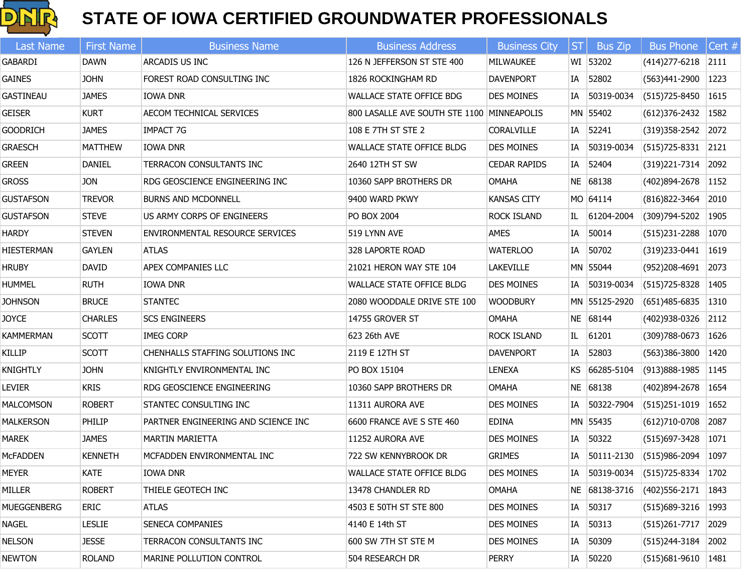# STATE OF IOWA CERTIFIED GROUNDWATER PROFESSIONALS

| Last Name | First Name | Business Name | Business Address | Business City | ST | Bus Zip | Bus Phone | Cert # |
|---|---|---|---|---|---|---|---|---|
| GABARDI | DAWN | ARCADIS US INC | 126 N JEFFERSON ST STE 400 | MILWAUKEE | WI | 53202 | (414)277-6218 | 2111 |
| GAINES | JOHN | FOREST ROAD CONSULTING INC | 1826 ROCKINGHAM RD | DAVENPORT | IA | 52802 | (563)441-2900 | 1223 |
| GASTINEAU | JAMES | IOWA DNR | WALLACE STATE OFFICE BDG | DES MOINES | IA | 50319-0034 | (515)725-8450 | 1615 |
| GEISER | KURT | AECOM TECHNICAL SERVICES | 800 LASALLE AVE SOUTH STE 1100 | MINNEAPOLIS | MN | 55402 | (612)376-2432 | 1582 |
| GOODRICH | JAMES | IMPACT 7G | 108 E 7TH ST STE 2 | CORALVILLE | IA | 52241 | (319)358-2542 | 2072 |
| GRAESCH | MATTHEW | IOWA DNR | WALLACE STATE OFFICE BLDG | DES MOINES | IA | 50319-0034 | (515)725-8331 | 2121 |
| GREEN | DANIEL | TERRACON CONSULTANTS INC | 2640 12TH ST SW | CEDAR RAPIDS | IA | 52404 | (319)221-7314 | 2092 |
| GROSS | JON | RDG GEOSCIENCE ENGINEERING INC | 10360 SAPP BROTHERS DR | OMAHA | NE | 68138 | (402)894-2678 | 1152 |
| GUSTAFSON | TREVOR | BURNS AND MCDONNELL | 9400 WARD PKWY | KANSAS CITY | MO | 64114 | (816)822-3464 | 2010 |
| GUSTAFSON | STEVE | US ARMY CORPS OF ENGINEERS | PO BOX 2004 | ROCK ISLAND | IL | 61204-2004 | (309)794-5202 | 1905 |
| HARDY | STEVEN | ENVIRONMENTAL RESOURCE SERVICES | 519 LYNN AVE | AMES | IA | 50014 | (515)231-2288 | 1070 |
| HIESTERMAN | GAYLEN | ATLAS | 328 LAPORTE ROAD | WATERLOO | IA | 50702 | (319)233-0441 | 1619 |
| HRUBY | DAVID | APEX COMPANIES LLC | 21021 HERON WAY STE 104 | LAKEVILLE | MN | 55044 | (952)208-4691 | 2073 |
| HUMMEL | RUTH | IOWA DNR | WALLACE STATE OFFICE BLDG | DES MOINES | IA | 50319-0034 | (515)725-8328 | 1405 |
| JOHNSON | BRUCE | STANTEC | 2080 WOODDALE DRIVE STE 100 | WOODBURY | MN | 55125-2920 | (651)485-6835 | 1310 |
| JOYCE | CHARLES | SCS ENGINEERS | 14755 GROVER ST | OMAHA | NE | 68144 | (402)938-0326 | 2112 |
| KAMMERMAN | SCOTT | IMEG CORP | 623 26th AVE | ROCK ISLAND | IL | 61201 | (309)788-0673 | 1626 |
| KILLIP | SCOTT | CHENHALLS STAFFING SOLUTIONS INC | 2119 E 12TH ST | DAVENPORT | IA | 52803 | (563)386-3800 | 1420 |
| KNIGHTLY | JOHN | KNIGHTLY ENVIRONMENTAL INC | PO BOX 15104 | LENEXA | KS | 66285-5104 | (913)888-1985 | 1145 |
| LEVIER | KRIS | RDG GEOSCIENCE ENGINEERING | 10360 SAPP BROTHERS DR | OMAHA | NE | 68138 | (402)894-2678 | 1654 |
| MALCOMSON | ROBERT | STANTEC CONSULTING INC | 11311 AURORA AVE | DES MOINES | IA | 50322-7904 | (515)251-1019 | 1652 |
| MALKERSON | PHILIP | PARTNER ENGINEERING AND SCIENCE INC | 6600 FRANCE AVE S STE 460 | EDINA | MN | 55435 | (612)710-0708 | 2087 |
| MAREK | JAMES | MARTIN MARIETTA | 11252 AURORA AVE | DES MOINES | IA | 50322 | (515)697-3428 | 1071 |
| McFADDEN | KENNETH | MCFADDEN ENVIRONMENTAL INC | 722 SW KENNYBROOK DR | GRIMES | IA | 50111-2130 | (515)986-2094 | 1097 |
| MEYER | KATE | IOWA DNR | WALLACE STATE OFFICE BLDG | DES MOINES | IA | 50319-0034 | (515)725-8334 | 1702 |
| MILLER | ROBERT | THIELE GEOTECH INC | 13478 CHANDLER RD | OMAHA | NE | 68138-3716 | (402)556-2171 | 1843 |
| MUEGGENBERG | ERIC | ATLAS | 4503 E 50TH ST STE 800 | DES MOINES | IA | 50317 | (515)689-3216 | 1993 |
| NAGEL | LESLIE | SENECA COMPANIES | 4140 E 14th ST | DES MOINES | IA | 50313 | (515)261-7717 | 2029 |
| NELSON | JESSE | TERRACON CONSULTANTS INC | 600 SW 7TH ST STE M | DES MOINES | IA | 50309 | (515)244-3184 | 2002 |
| NEWTON | ROLAND | MARINE POLLUTION CONTROL | 504 RESEARCH DR | PERRY | IA | 50220 | (515)681-9610 | 1481 |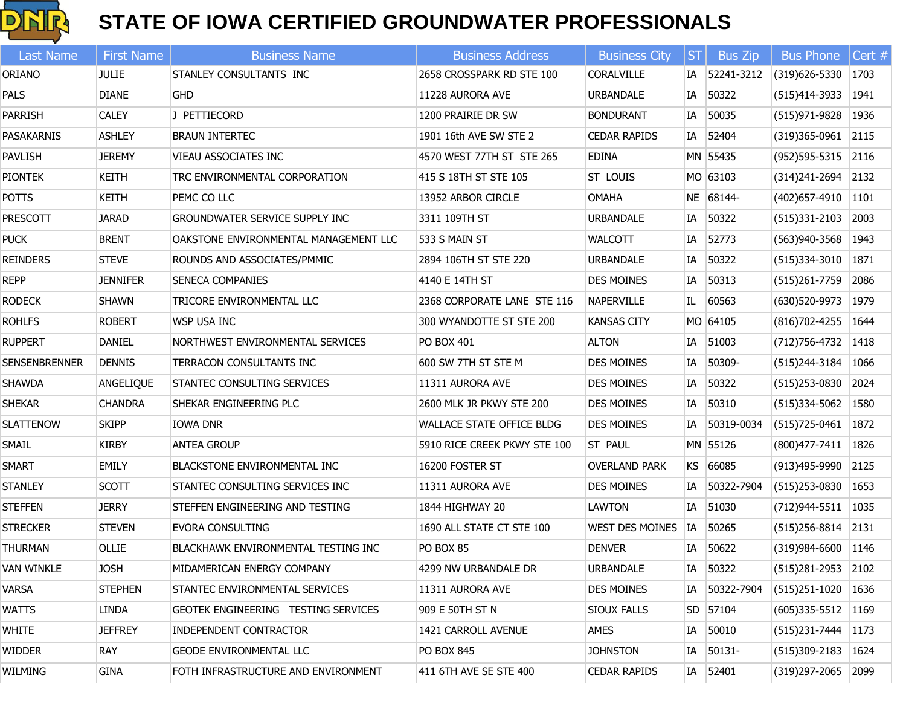# STATE OF IOWA CERTIFIED GROUNDWATER PROFESSIONALS

| Last Name | First Name | Business Name | Business Address | Business City | ST | Bus Zip | Bus Phone | Cert # |
|---|---|---|---|---|---|---|---|---|
| ORIANO | JULIE | STANLEY CONSULTANTS INC | 2658 CROSSPARK RD STE 100 | CORALVILLE | IA | 52241-3212 | (319)626-5330 | 1703 |
| PALS | DIANE | GHD | 11228 AURORA AVE | URBANDALE | IA | 50322 | (515)414-3933 | 1941 |
| PARRISH | CALEY | J PETTIECORD | 1200 PRAIRIE DR SW | BONDURANT | IA | 50035 | (515)971-9828 | 1936 |
| PASAKARNIS | ASHLEY | BRAUN INTERTEC | 1901 16th AVE SW STE 2 | CEDAR RAPIDS | IA | 52404 | (319)365-0961 | 2115 |
| PAVLISH | JEREMY | VIEAU ASSOCIATES INC | 4570 WEST 77TH ST STE 265 | EDINA | MN | 55435 | (952)595-5315 | 2116 |
| PIONTEK | KEITH | TRC ENVIRONMENTAL CORPORATION | 415 S 18TH ST STE 105 | ST LOUIS | MO | 63103 | (314)241-2694 | 2132 |
| POTTS | KEITH | PEMC CO LLC | 13952 ARBOR CIRCLE | OMAHA | NE | 68144- | (402)657-4910 | 1101 |
| PRESCOTT | JARAD | GROUNDWATER SERVICE SUPPLY INC | 3311 109TH ST | URBANDALE | IA | 50322 | (515)331-2103 | 2003 |
| PUCK | BRENT | OAKSTONE ENVIRONMENTAL MANAGEMENT LLC | 533 S MAIN ST | WALCOTT | IA | 52773 | (563)940-3568 | 1943 |
| REINDERS | STEVE | ROUNDS AND ASSOCIATES/PMMIC | 2894 106TH ST STE 220 | URBANDALE | IA | 50322 | (515)334-3010 | 1871 |
| REPP | JENNIFER | SENECA COMPANIES | 4140 E 14TH ST | DES MOINES | IA | 50313 | (515)261-7759 | 2086 |
| RODECK | SHAWN | TRICORE ENVIRONMENTAL LLC | 2368 CORPORATE LANE STE 116 | NAPERVILLE | IL | 60563 | (630)520-9973 | 1979 |
| ROHLFS | ROBERT | WSP USA INC | 300 WYANDOTTE ST STE 200 | KANSAS CITY | MO | 64105 | (816)702-4255 | 1644 |
| RUPPERT | DANIEL | NORTHWEST ENVIRONMENTAL SERVICES | PO BOX 401 | ALTON | IA | 51003 | (712)756-4732 | 1418 |
| SENSENBRENNER | DENNIS | TERRACON CONSULTANTS INC | 600 SW 7TH ST STE M | DES MOINES | IA | 50309- | (515)244-3184 | 1066 |
| SHAWDA | ANGELIQUE | STANTEC CONSULTING SERVICES | 11311 AURORA AVE | DES MOINES | IA | 50322 | (515)253-0830 | 2024 |
| SHEKAR | CHANDRA | SHEKAR ENGINEERING PLC | 2600 MLK JR PKWY STE 200 | DES MOINES | IA | 50310 | (515)334-5062 | 1580 |
| SLATTENOW | SKIPP | IOWA DNR | WALLACE STATE OFFICE BLDG | DES MOINES | IA | 50319-0034 | (515)725-0461 | 1872 |
| SMAIL | KIRBY | ANTEA GROUP | 5910 RICE CREEK PKWY STE 100 | ST PAUL | MN | 55126 | (800)477-7411 | 1826 |
| SMART | EMILY | BLACKSTONE ENVIRONMENTAL INC | 16200 FOSTER ST | OVERLAND PARK | KS | 66085 | (913)495-9990 | 2125 |
| STANLEY | SCOTT | STANTEC CONSULTING SERVICES INC | 11311 AURORA AVE | DES MOINES | IA | 50322-7904 | (515)253-0830 | 1653 |
| STEFFEN | JERRY | STEFFEN ENGINEERING AND TESTING | 1844 HIGHWAY 20 | LAWTON | IA | 51030 | (712)944-5511 | 1035 |
| STRECKER | STEVEN | EVORA CONSULTING | 1690 ALL STATE CT STE 100 | WEST DES MOINES | IA | 50265 | (515)256-8814 | 2131 |
| THURMAN | OLLIE | BLACKHAWK ENVIRONMENTAL TESTING INC | PO BOX 85 | DENVER | IA | 50622 | (319)984-6600 | 1146 |
| VAN WINKLE | JOSH | MIDAMERICAN ENERGY COMPANY | 4299 NW URBANDALE DR | URBANDALE | IA | 50322 | (515)281-2953 | 2102 |
| VARSA | STEPHEN | STANTEC ENVIRONMENTAL SERVICES | 11311 AURORA AVE | DES MOINES | IA | 50322-7904 | (515)251-1020 | 1636 |
| WATTS | LINDA | GEOTEK ENGINEERING TESTING SERVICES | 909 E 50TH ST N | SIOUX FALLS | SD | 57104 | (605)335-5512 | 1169 |
| WHITE | JEFFREY | INDEPENDENT CONTRACTOR | 1421 CARROLL AVENUE | AMES | IA | 50010 | (515)231-7444 | 1173 |
| WIDDER | RAY | GEODE ENVIRONMENTAL LLC | PO BOX 845 | JOHNSTON | IA | 50131- | (515)309-2183 | 1624 |
| WILMING | GINA | FOTH INFRASTRUCTURE AND ENVIRONMENT | 411 6TH AVE SE STE 400 | CEDAR RAPIDS | IA | 52401 | (319)297-2065 | 2099 |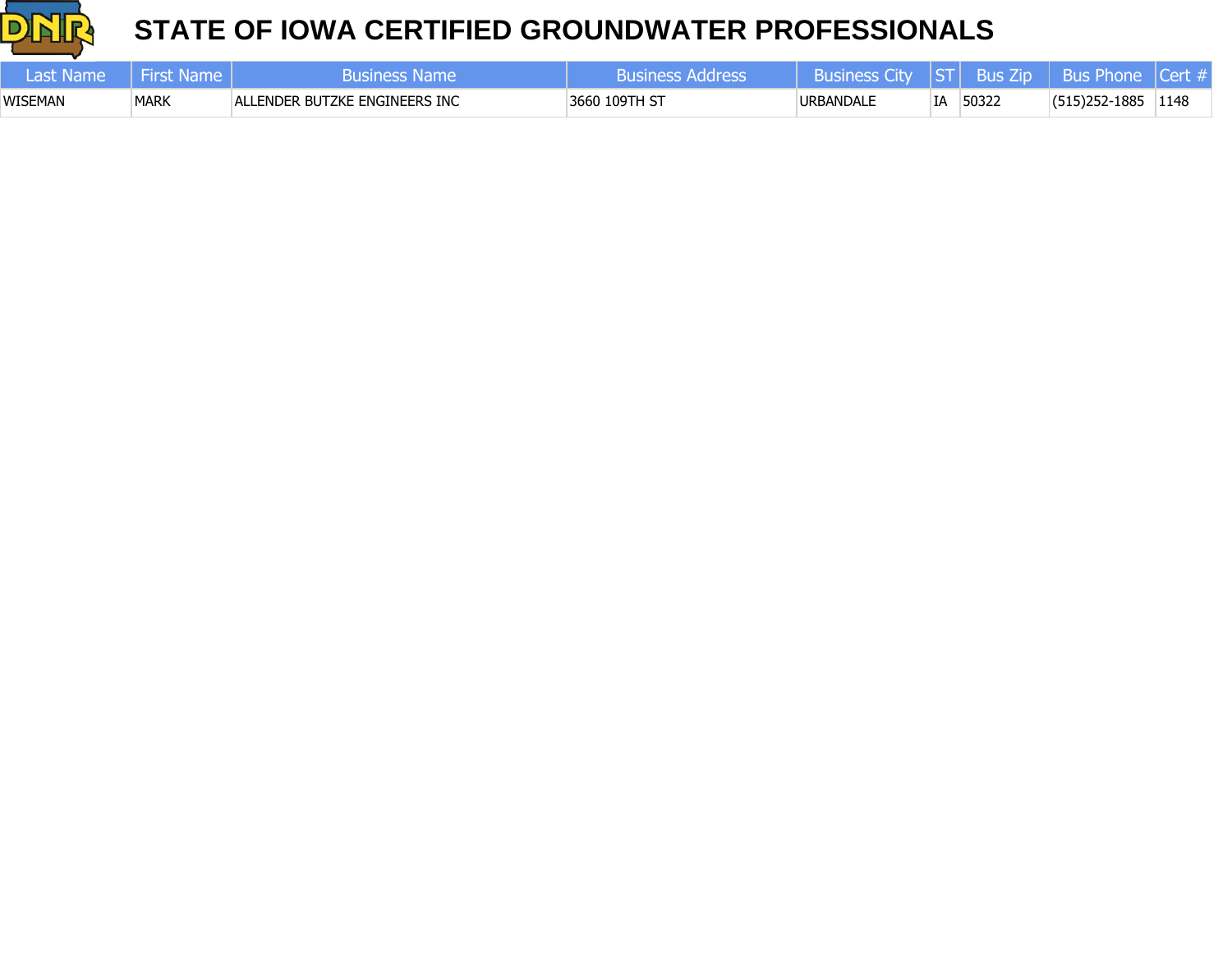# STATE OF IOWA CERTIFIED GROUNDWATER PROFESSIONALS

| Last Name | First Name | Business Name | Business Address | Business City | ST | Bus Zip | Bus Phone | Cert # |
|---|---|---|---|---|---|---|---|---|
| WISEMAN | MARK | ALLENDER BUTZKE ENGINEERS INC | 3660 109TH ST | URBANDALE | IA | 50322 | (515)252-1885 | 1148 |